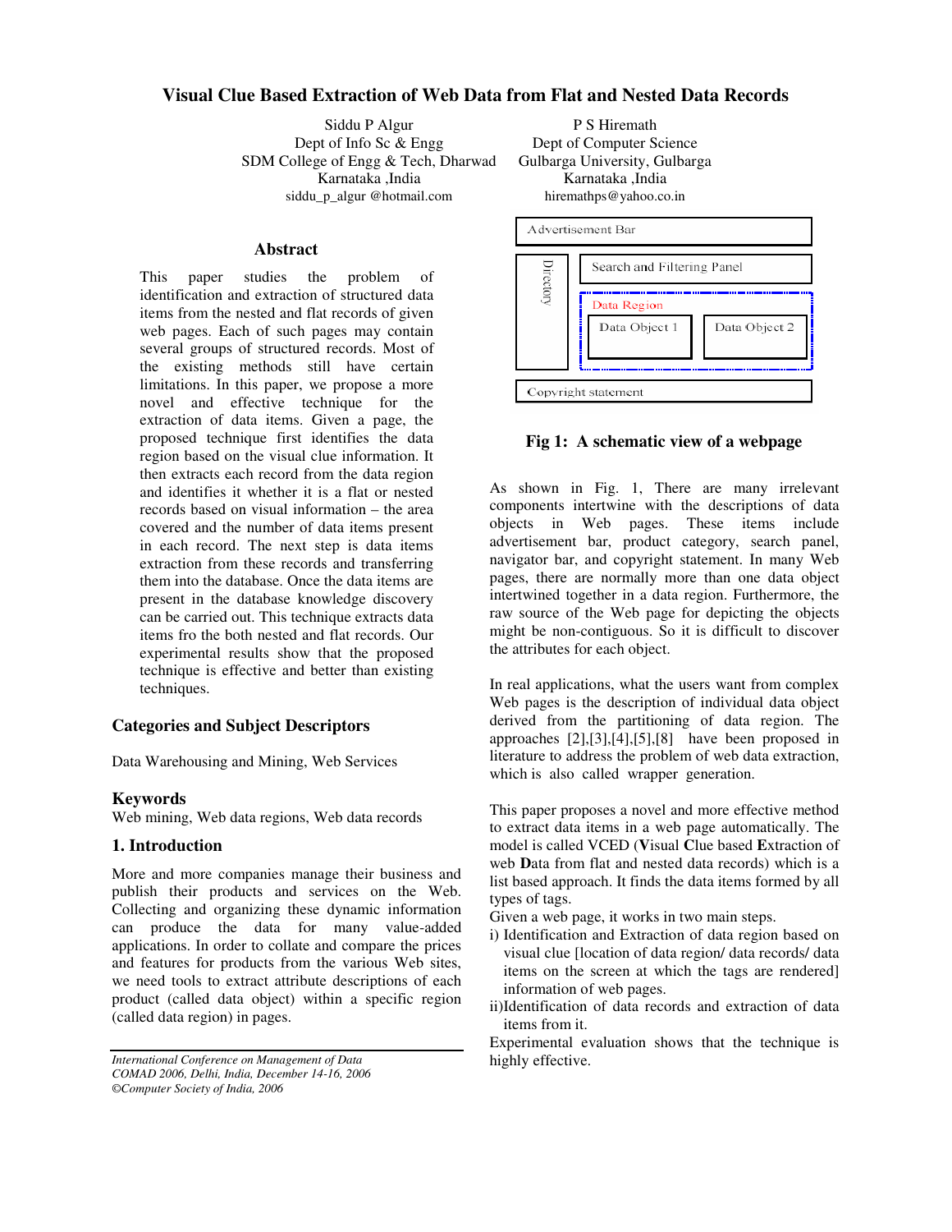# Visual Clue Based Extraction of Web Data from Flat and Nested Data Records

Siddu P Algur
Dept of Info Sc & Engg
SDM College of Engg & Tech, Dharwad
Karnataka ,India
siddu_p_algur @hotmail.com

P S Hiremath
Dept of Computer Science
Gulbarga University, Gulbarga
Karnataka ,India
hiremathps@yahoo.co.in

## Abstract

This paper studies the problem of identification and extraction of structured data items from the nested and flat records of given web pages. Each of such pages may contain several groups of structured records. Most of the existing methods still have certain limitations. In this paper, we propose a more novel and effective technique for the extraction of data items. Given a page, the proposed technique first identifies the data region based on the visual clue information. It then extracts each record from the data region and identifies it whether it is a flat or nested records based on visual information – the area covered and the number of data items present in each record. The next step is data items extraction from these records and transferring them into the database. Once the data items are present in the database knowledge discovery can be carried out. This technique extracts data items fro the both nested and flat records. Our experimental results show that the proposed technique is effective and better than existing techniques.

## Categories and Subject Descriptors

Data Warehousing and Mining, Web Services

## Keywords

Web mining, Web data regions, Web data records

## 1. Introduction

More and more companies manage their business and publish their products and services on the Web. Collecting and organizing these dynamic information can produce the data for many value-added applications. In order to collate and compare the prices and features for products from the various Web sites, we need tools to extract attribute descriptions of each product (called data object) within a specific region (called data region) in pages.

*International Conference on Management of Data*
*COMAD 2006, Delhi, India, December 14-16, 2006*
*©Computer Society of India, 2006*

Advertisement Bar
Directory
Search and Filtering Panel
Data Region
Data Object 1
Data Object 2
Copyright statement

**Fig 1: A schematic view of a webpage**

As shown in Fig. 1, There are many irrelevant components intertwine with the descriptions of data objects in Web pages. These items include advertisement bar, product category, search panel, navigator bar, and copyright statement. In many Web pages, there are normally more than one data object intertwined together in a data region. Furthermore, the raw source of the Web page for depicting the objects might be non-contiguous. So it is difficult to discover the attributes for each object.

In real applications, what the users want from complex Web pages is the description of individual data object derived from the partitioning of data region. The approaches [2],[3],[4],[5],[8] have been proposed in literature to address the problem of web data extraction, which is also called wrapper generation.

This paper proposes a novel and more effective method to extract data items in a web page automatically. The model is called VCED (**V**isual **C**lue based **E**xtraction of web **D**ata from flat and nested data records) which is a list based approach. It finds the data items formed by all types of tags.

Given a web page, it works in two main steps.

i) Identification and Extraction of data region based on visual clue [location of data region/ data records/ data items on the screen at which the tags are rendered] information of web pages.

ii)Identification of data records and extraction of data items from it.

Experimental evaluation shows that the technique is highly effective.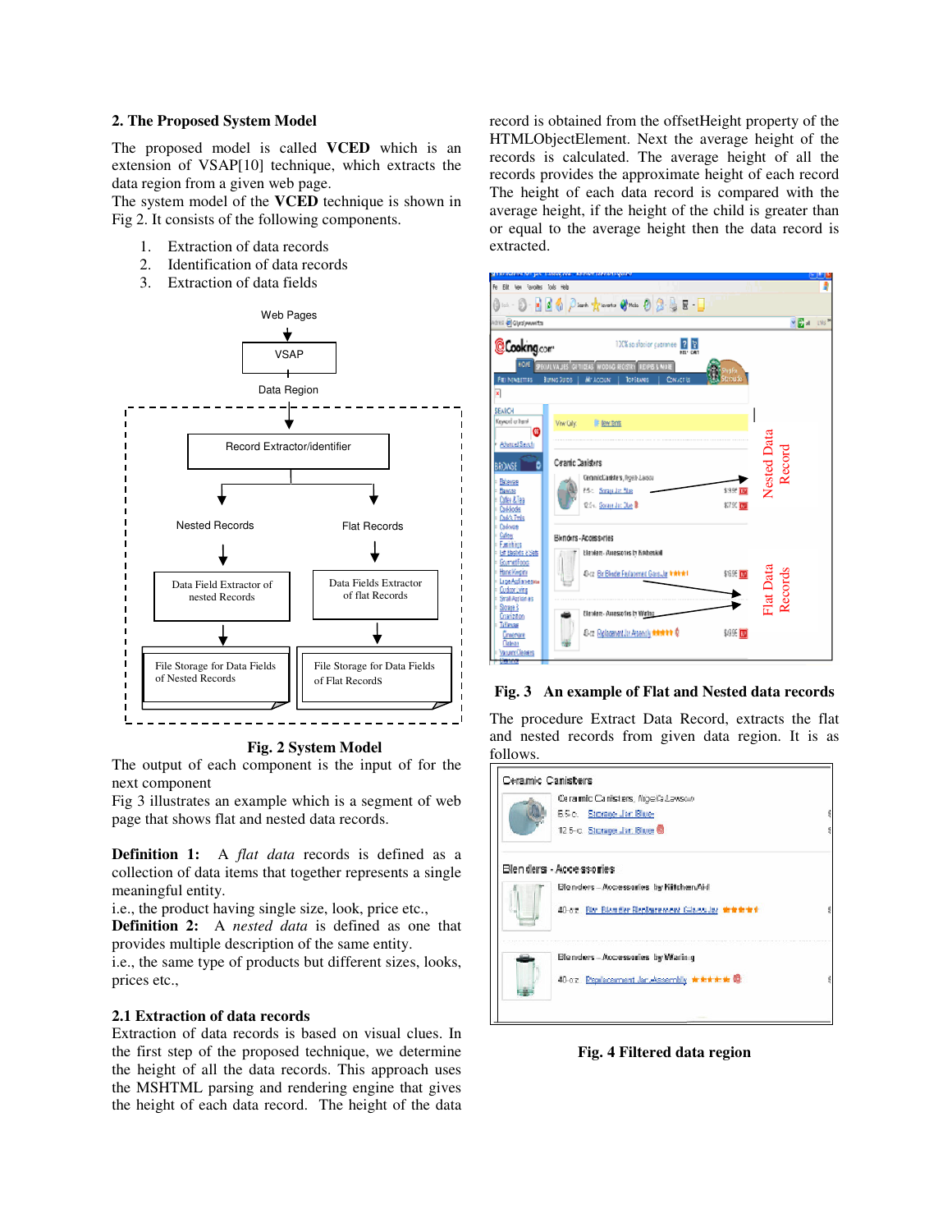## 2. The Proposed System Model

The proposed model is called **VCED** which is an extension of VSAP[10] technique, which extracts the data region from a given web page.
The system model of the **VCED** technique is shown in Fig 2. It consists of the following components.

1. Extraction of data records
2. Identification of data records
3. Extraction of data fields

Web Pages
VSAP
Data Region
Record Extractor/identifier
Nested Records
Flat Records
Data Field Extractor of nested Records
Data Fields Extractor of flat Records
File Storage for Data Fields of Nested Records
File Storage for Data Fields of Flat Records

**Fig. 2 System Model**

The output of each component is the input of for the next component
Fig 3 illustrates an example which is a segment of web page that shows flat and nested data records.

**Definition 1:** A *flat data* records is defined as a collection of data items that together represents a single meaningful entity.
i.e., the product having single size, look, price etc.,
**Definition 2:** A *nested data* is defined as one that provides multiple description of the same entity.
i.e., the same type of products but different sizes, looks, prices etc.,

### 2.1 Extraction of data records

Extraction of data records is based on visual clues. In the first step of the proposed technique, we determine the height of all the data records. This approach uses the MSHTML parsing and rendering engine that gives the height of each data record. The height of the data record is obtained from the offsetHeight property of the HTMLObjectElement. Next the average height of the records is calculated. The average height of all the records provides the approximate height of each record The height of each data record is compared with the average height, if the height of the child is greater than or equal to the average height then the data record is extracted.

Nested Data Record
Flat Data Records

**Fig. 3 An example of Flat and Nested data records**

The procedure Extract Data Record, extracts the flat and nested records from given data region. It is as follows.

**Fig. 4 Filtered data region**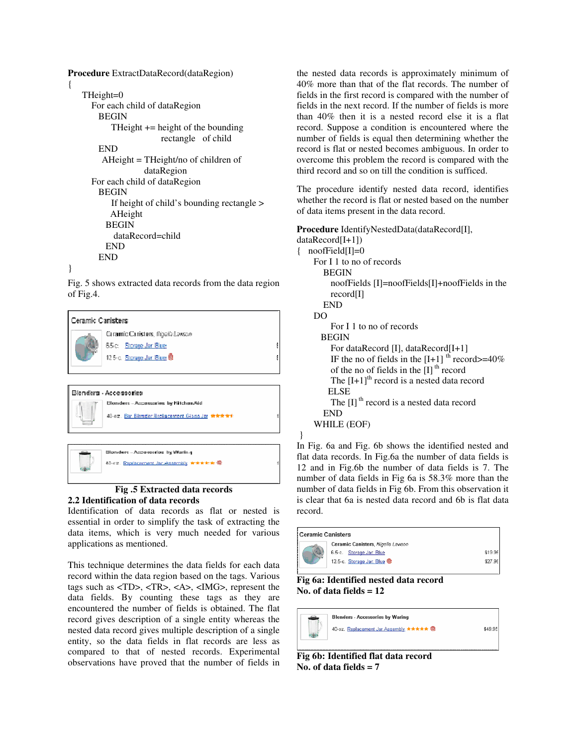```
Procedure ExtractDataRecord(dataRegion)
{
    THeight=0
      For each child of dataRegion
        BEGIN
            THeight += height of the bounding
                          rectangle   of child
        END
         AHeight = THeight/no of children of
                      dataRegion
      For each child of dataRegion
        BEGIN
            If height of child's bounding rectangle >
            AHeight
          BEGIN
              dataRecord=child
          END
        END
}
```

Fig. 5 shows extracted data records from the data region of Fig.4.

Ceramic Canisters

Ceramic Canisters, Nigella Lawson

6.5-c. Storage Jar Blue

12.5-c. Storage Jar Blue

Blenders - Accessories

Blenders – Accessories by KitchenAid

40-oz. Bar Blender Replacement Glass Jar

Blenders – Accessories by Waring

40-oz. Replacement Jar Assembly

**Fig .5 Extracted data records**

### 2.2 Identification of data records

Identification of data records as flat or nested is essential in order to simplify the task of extracting the data items, which is very much needed for various applications as mentioned.

This technique determines the data fields for each data record within the data region based on the tags. Various tags such as <TD>, <TR>, <A>, <IMG>, represent the data fields. By counting these tags as they are encountered the number of fields is obtained. The flat record gives description of a single entity whereas the nested data record gives multiple description of a single entity, so the data fields in flat records are less as compared to that of nested records. Experimental observations have proved that the number of fields in the nested data records is approximately minimum of 40% more than that of the flat records. The number of fields in the first record is compared with the number of fields in the next record. If the number of fields is more than 40% then it is a nested record else it is a flat record. Suppose a condition is encountered where the number of fields is equal then determining whether the record is flat or nested becomes ambiguous. In order to overcome this problem the record is compared with the third record and so on till the condition is sufficed.

The procedure identify nested data record, identifies whether the record is flat or nested based on the number of data items present in the data record.

```
Procedure IdentifyNestedData(dataRecord[I],
dataRecord[I+1])
{   noofField[I]=0
     For I 1 to no of records
        BEGIN
          noofFields [I]=noofFields[I]+noofFields in the
          record[I]
        END
     DO
          For I 1 to no of records
       BEGIN
          For dataRecord [I], dataRecord[I+1]
          IF the no of fields in the [I+1] th record>=40%
          of the no of fields in the [I] th record
          The [I+1]th record is a nested data record
         ELSE
          The [I] th record is a nested data record
        END
     WHILE (EOF)
 }
```

In Fig. 6a and Fig. 6b shows the identified nested and flat data records. In Fig.6a the number of data fields is 12 and in Fig.6b the number of data fields is 7. The number of data fields in Fig 6a is 58.3% more than the number of data fields in Fig 6b. From this observation it is clear that 6a is nested data record and 6b is flat data record.

Ceramic Canisters

Ceramic Canisters, Nigella Lawson

6.5-c. Storage Jar Blue $19.95

12.5-c. Storage Jar Blue $27.95

**Fig 6a: Identified nested data record**
**No. of data fields = 12**

Blenders - Accessories by Waring

40-oz. Replacement Jar Assembly $49.95

**Fig 6b: Identified flat data record**
**No. of data fields = 7**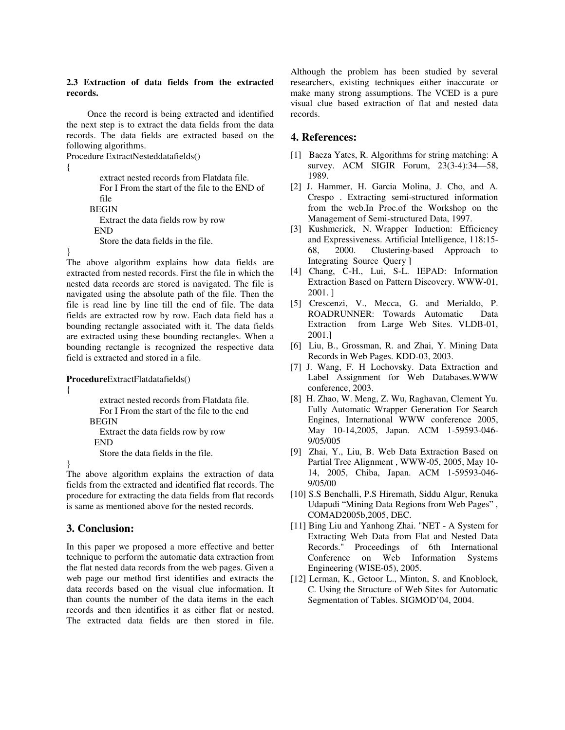### 2.3 Extraction of data fields from the extracted records.

Once the record is being extracted and identified the next step is to extract the data fields from the data records. The data fields are extracted based on the following algorithms.

```
Procedure ExtractNesteddatafields()
{
        extract nested records from Flatdata file.
        For I From the start of the file to the END of
        file
      BEGIN
        Extract the data fields row by row
       END
        Store the data fields in the file.
}
```

The above algorithm explains how data fields are extracted from nested records. First the file in which the nested data records are stored is navigated. The file is navigated using the absolute path of the file. Then the file is read line by line till the end of file. The data fields are extracted row by row. Each data field has a bounding rectangle associated with it. The data fields are extracted using these bounding rectangles. When a bounding rectangle is recognized the respective data field is extracted and stored in a file.

```
ProcedureExtractFlatdatafields()
{
        extract nested records from Flatdata file.
        For I From the start of the file to the end
      BEGIN
        Extract the data fields row by row
       END
        Store the data fields in the file.
}
```

The above algorithm explains the extraction of data fields from the extracted and identified flat records. The procedure for extracting the data fields from flat records is same as mentioned above for the nested records.

## 3. Conclusion:

In this paper we proposed a more effective and better technique to perform the automatic data extraction from the flat nested data records from the web pages. Given a web page our method first identifies and extracts the data records based on the visual clue information. It than counts the number of the data items in the each records and then identifies it as either flat or nested. The extracted data fields are then stored in file. Although the problem has been studied by several researchers, existing techniques either inaccurate or make many strong assumptions. The VCED is a pure visual clue based extraction of flat and nested data records.

## 4. References:

[1] Baeza Yates, R. Algorithms for string matching: A survey. ACM SIGIR Forum, 23(3-4):34—58, 1989.

[2] J. Hammer, H. Garcia Molina, J. Cho, and A. Crespo . Extracting semi-structured information from the web.In Proc.of the Workshop on the Management of Semi-structured Data, 1997.

[3] Kushmerick, N. Wrapper Induction: Efficiency and Expressiveness. Artificial Intelligence, 118:15-68, 2000. Clustering-based Approach to Integrating Source Query ]

[4] Chang, C-H., Lui, S-L. IEPAD: Information Extraction Based on Pattern Discovery. WWW-01, 2001. ]

[5] Crescenzi, V., Mecca, G. and Merialdo, P. ROADRUNNER: Towards Automatic Data Extraction from Large Web Sites. VLDB-01, 2001.]

[6] Liu, B., Grossman, R. and Zhai, Y. Mining Data Records in Web Pages. KDD-03, 2003.

[7] J. Wang, F. H Lochovsky. Data Extraction and Label Assignment for Web Databases.WWW conference, 2003.

[8] H. Zhao, W. Meng, Z. Wu, Raghavan, Clement Yu. Fully Automatic Wrapper Generation For Search Engines, International WWW conference 2005, May 10-14,2005, Japan. ACM 1-59593-046-9/05/005

[9] Zhai, Y., Liu, B. Web Data Extraction Based on Partial Tree Alignment , WWW-05, 2005, May 10-14, 2005, Chiba, Japan. ACM 1-59593-046-9/05/00

[10] S.S Benchalli, P.S Hiremath, Siddu Algur, Renuka Udapudi "Mining Data Regions from Web Pages" , COMAD2005b,2005, DEC.

[11] Bing Liu and Yanhong Zhai. "NET - A System for Extracting Web Data from Flat and Nested Data Records." Proceedings of 6th International Conference on Web Information Systems Engineering (WISE-05), 2005.

[12] Lerman, K., Getoor L., Minton, S. and Knoblock, C. Using the Structure of Web Sites for Automatic Segmentation of Tables. SIGMOD'04, 2004.